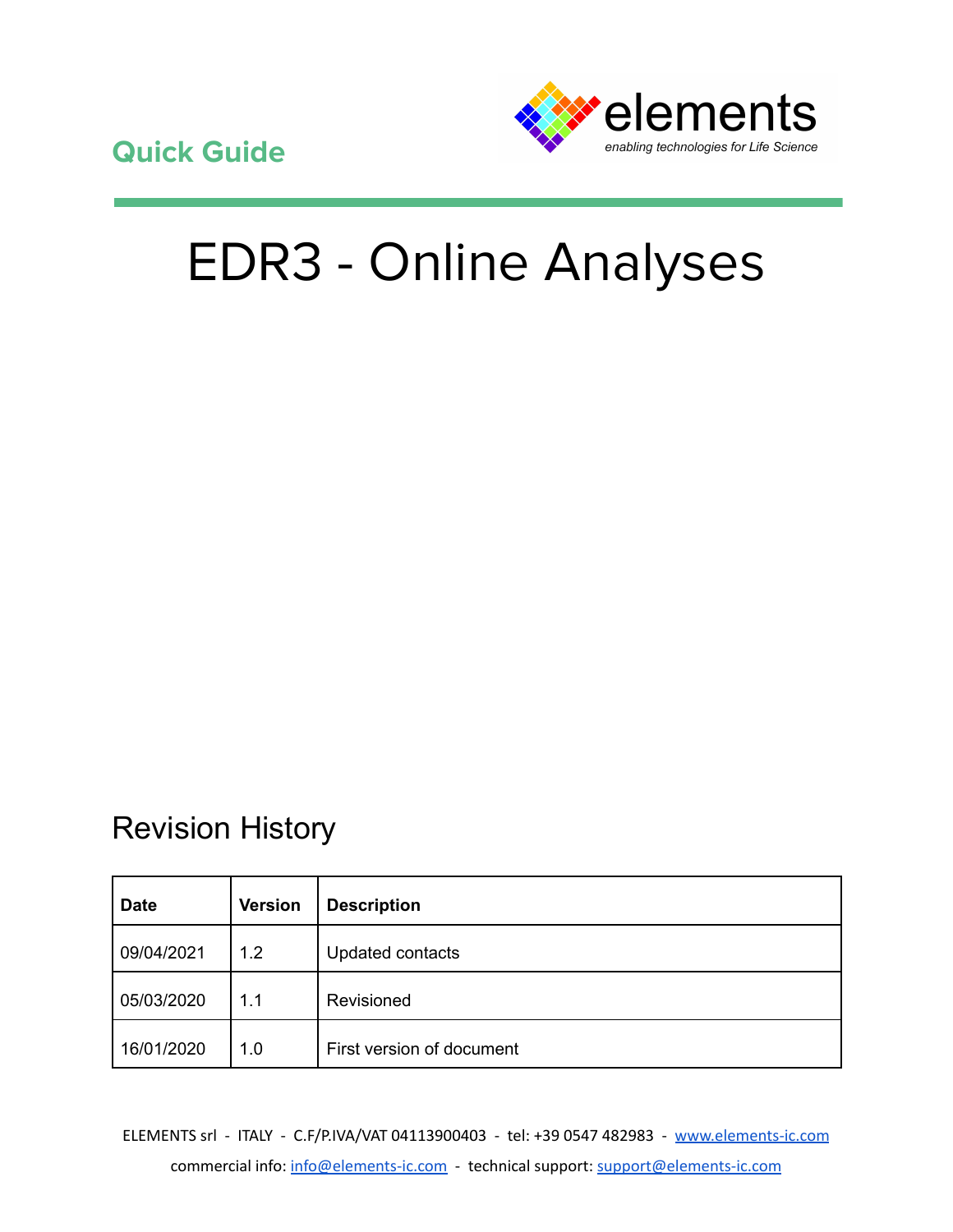Quick Guide

elements

*enabling technologies for Life Science*

# EDR3 - Online Analyses

## Revision History

| Date | Version | Description |
| --- | --- | --- |
| 09/04/2021 | 1.2 | Updated contacts |
| 05/03/2020 | 1.1 | Revisioned |
| 16/01/2020 | 1.0 | First version of document |

ELEMENTS srl - ITALY - C.F/P.IVA/VAT 04113900403 - tel: +39 0547 482983 - www.elements-ic.com

commercial info: info@elements-ic.com - technical support: support@elements-ic.com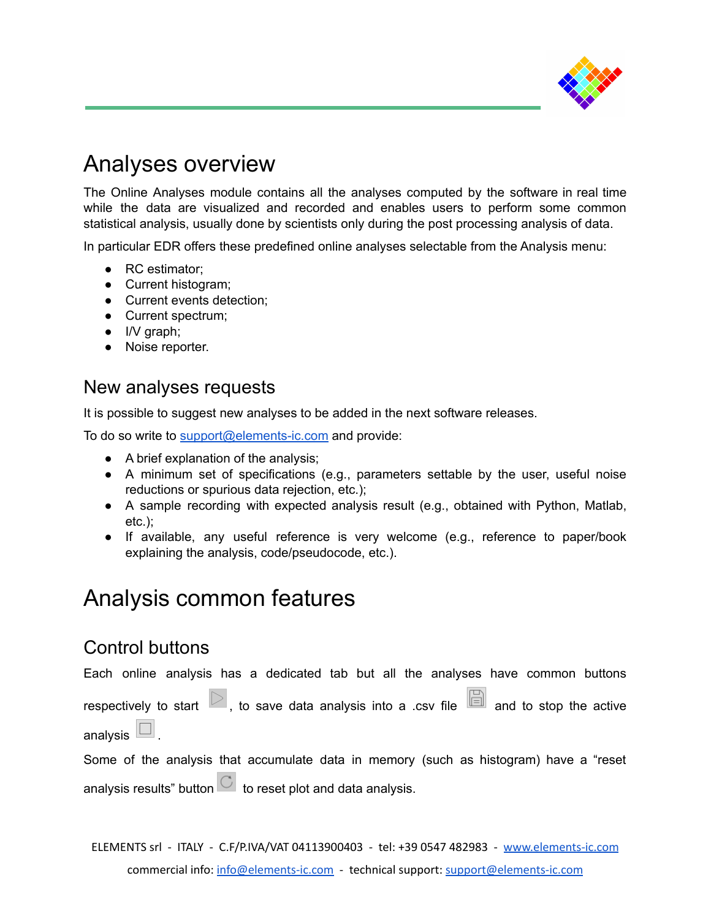# Analyses overview

The Online Analyses module contains all the analyses computed by the software in real time while the data are visualized and recorded and enables users to perform some common statistical analysis, usually done by scientists only during the post processing analysis of data.

In particular EDR offers these predefined online analyses selectable from the Analysis menu:

- RC estimator;
- Current histogram;
- Current events detection;
- Current spectrum;
- I/V graph;
- Noise reporter.

## New analyses requests

It is possible to suggest new analyses to be added in the next software releases.

To do so write to support@elements-ic.com and provide:

- A brief explanation of the analysis;
- A minimum set of specifications (e.g., parameters settable by the user, useful noise reductions or spurious data rejection, etc.);
- A sample recording with expected analysis result (e.g., obtained with Python, Matlab, etc.);
- If available, any useful reference is very welcome (e.g., reference to paper/book explaining the analysis, code/pseudocode, etc.).

# Analysis common features

## Control buttons

Each online analysis has a dedicated tab but all the analyses have common buttons respectively to start , to save data analysis into a .csv file and to stop the active analysis .

Some of the analysis that accumulate data in memory (such as histogram) have a "reset analysis results" button to reset plot and data analysis.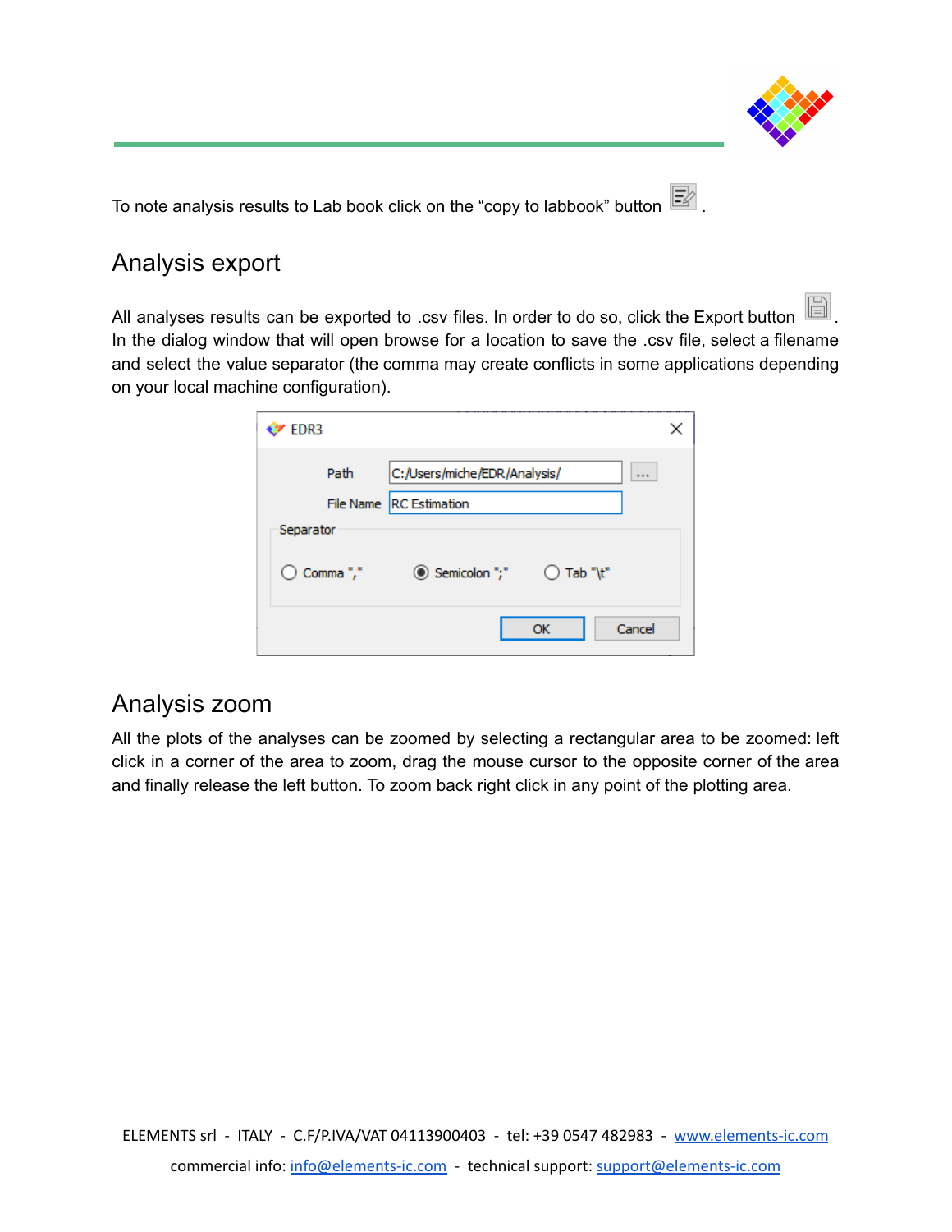To note analysis results to Lab book click on the “copy to labbook” button .

## Analysis export

All analyses results can be exported to .csv files. In order to do so, click the Export button . In the dialog window that will open browse for a location to save the .csv file, select a filename and select the value separator (the comma may create conflicts in some applications depending on your local machine configuration).

## Analysis zoom

All the plots of the analyses can be zoomed by selecting a rectangular area to be zoomed: left click in a corner of the area to zoom, drag the mouse cursor to the opposite corner of the area and finally release the left button. To zoom back right click in any point of the plotting area.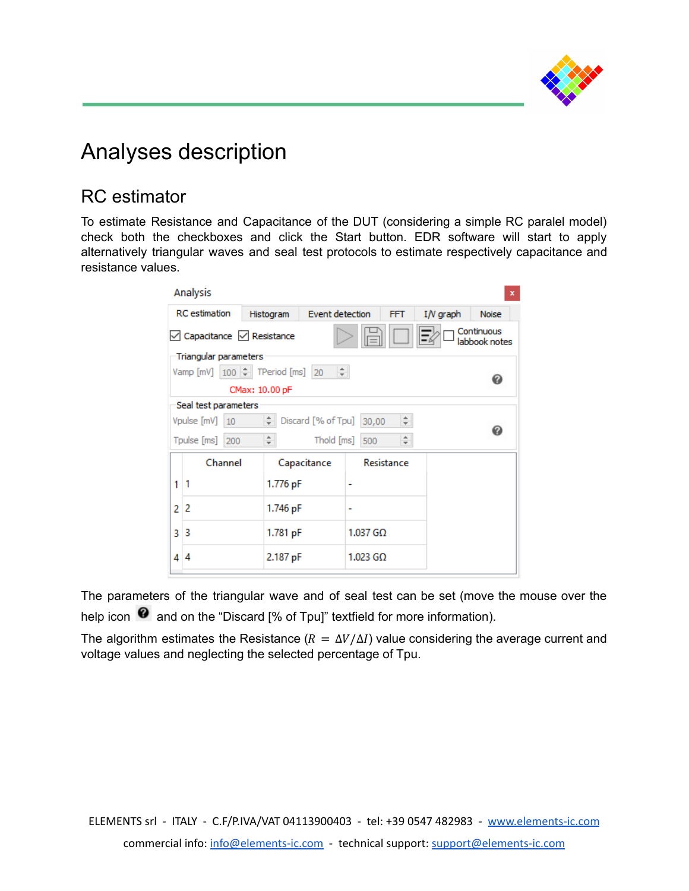# Analyses description

## RC estimator

To estimate Resistance and Capacitance of the DUT (considering a simple RC paralel model) check both the checkboxes and click the Start button. EDR software will start to apply alternatively triangular waves and seal test protocols to estimate respectively capacitance and resistance values.

The parameters of the triangular wave and of seal test can be set (move the mouse over the help icon and on the "Discard [% of Tpu]" textfield for more information).

The algorithm estimates the Resistance ($R = \Delta V / \Delta I$) value considering the average current and voltage values and neglecting the selected percentage of Tpu.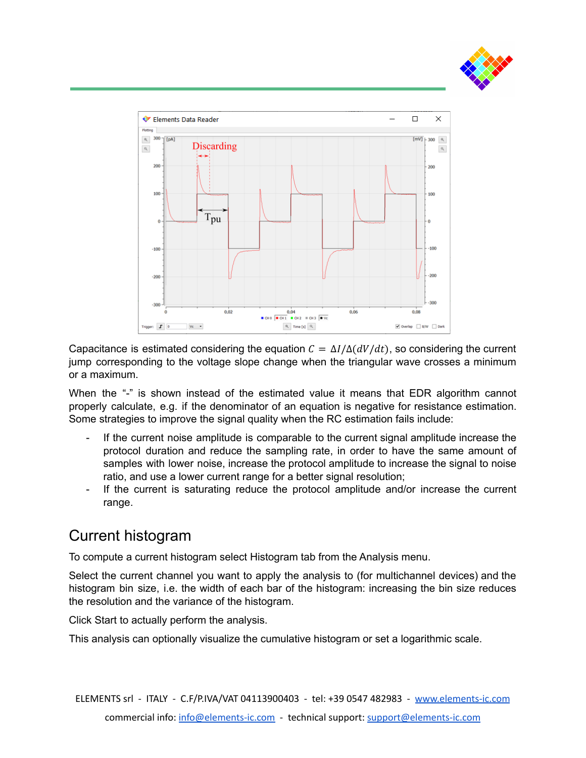Capacitance is estimated considering the equation $C = \Delta I/\Delta(dV/dt)$, so considering the current jump corresponding to the voltage slope change when the triangular wave crosses a minimum or a maximum.

When the "-" is shown instead of the estimated value it means that EDR algorithm cannot properly calculate, e.g. if the denominator of an equation is negative for resistance estimation. Some strategies to improve the signal quality when the RC estimation fails include:

- If the current noise amplitude is comparable to the current signal amplitude increase the protocol duration and reduce the sampling rate, in order to have the same amount of samples with lower noise, increase the protocol amplitude to increase the signal to noise ratio, and use a lower current range for a better signal resolution;
- If the current is saturating reduce the protocol amplitude and/or increase the current range.

## Current histogram

To compute a current histogram select Histogram tab from the Analysis menu.

Select the current channel you want to apply the analysis to (for multichannel devices) and the histogram bin size, i.e. the width of each bar of the histogram: increasing the bin size reduces the resolution and the variance of the histogram.

Click Start to actually perform the analysis.

This analysis can optionally visualize the cumulative histogram or set a logarithmic scale.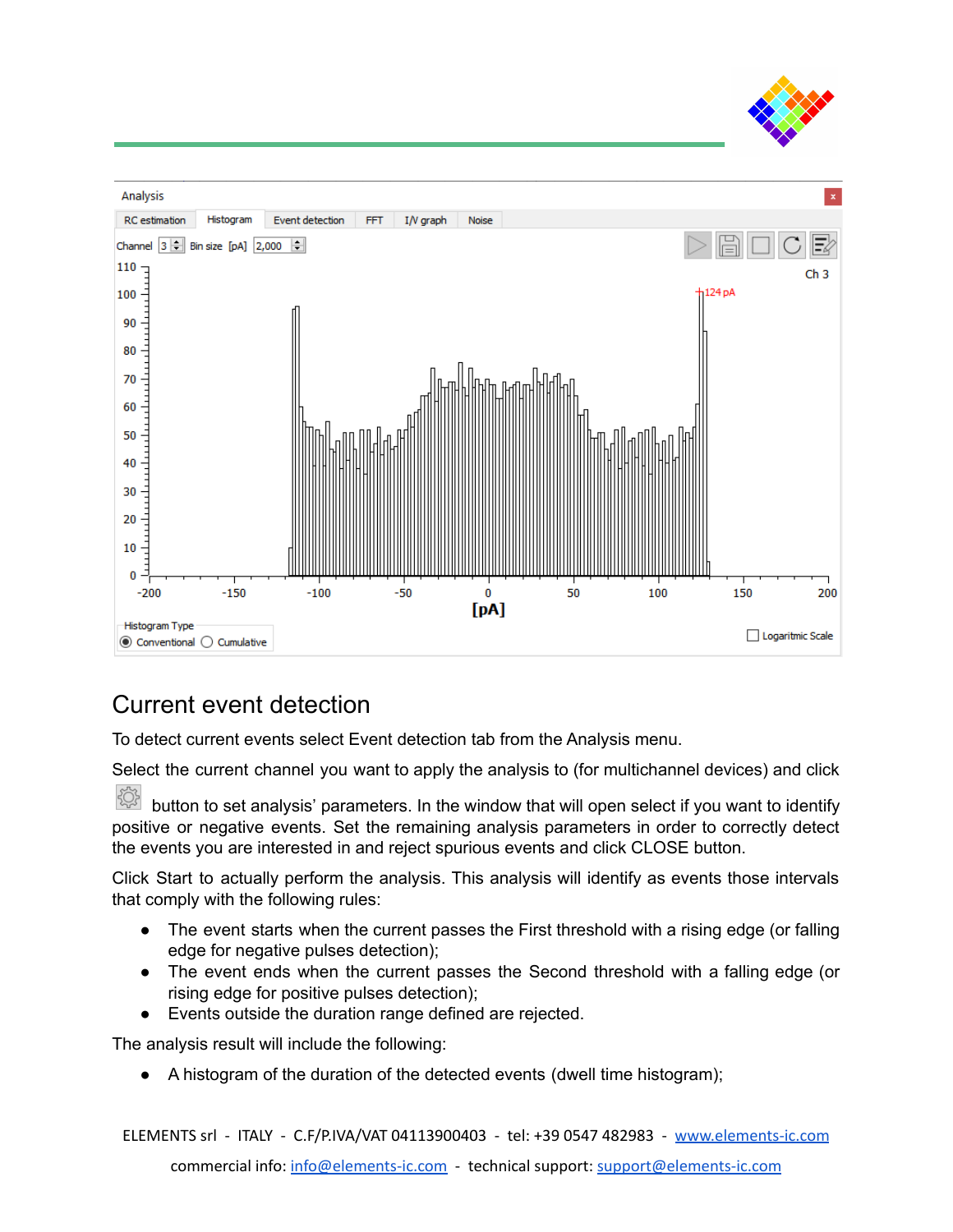# Current event detection

To detect current events select Event detection tab from the Analysis menu.

Select the current channel you want to apply the analysis to (for multichannel devices) and click button to set analysis' parameters. In the window that will open select if you want to identify positive or negative events. Set the remaining analysis parameters in order to correctly detect the events you are interested in and reject spurious events and click CLOSE button.

Click Start to actually perform the analysis. This analysis will identify as events those intervals that comply with the following rules:

- The event starts when the current passes the First threshold with a rising edge (or falling edge for negative pulses detection);
- The event ends when the current passes the Second threshold with a falling edge (or rising edge for positive pulses detection);
- Events outside the duration range defined are rejected.

The analysis result will include the following:

- A histogram of the duration of the detected events (dwell time histogram);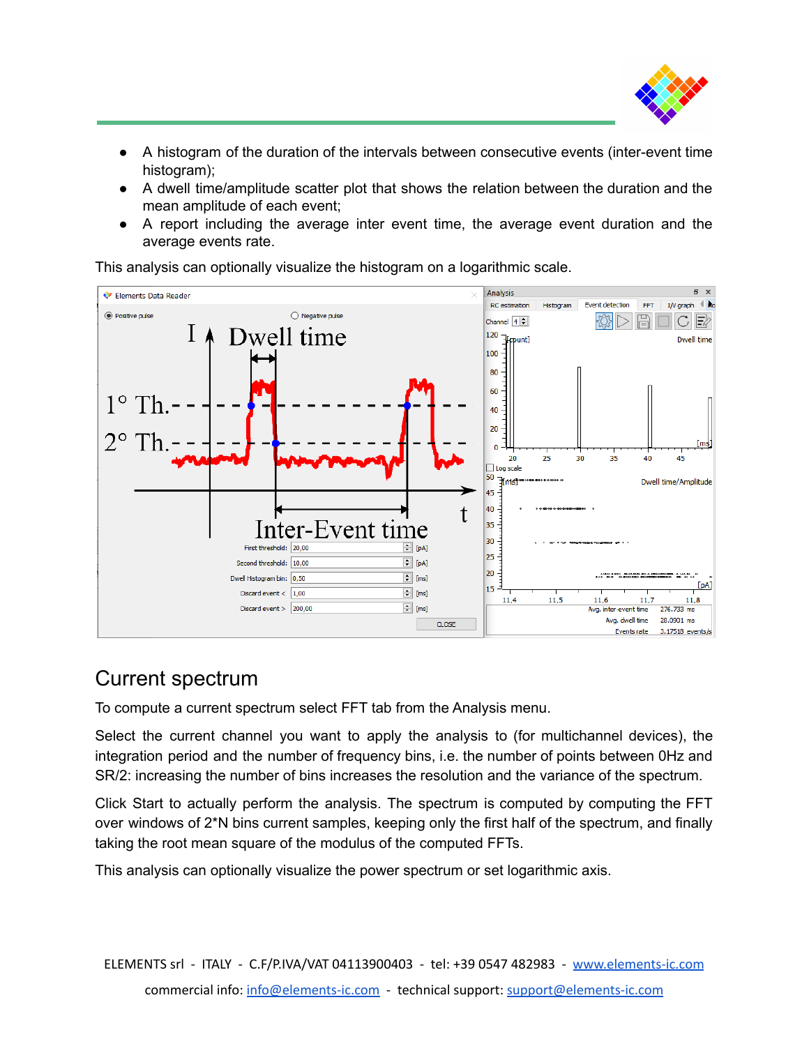- A histogram of the duration of the intervals between consecutive events (inter-event time histogram);
- A dwell time/amplitude scatter plot that shows the relation between the duration and the mean amplitude of each event;
- A report including the average inter event time, the average event duration and the average events rate.

This analysis can optionally visualize the histogram on a logarithmic scale.

## Current spectrum

To compute a current spectrum select FFT tab from the Analysis menu.

Select the current channel you want to apply the analysis to (for multichannel devices), the integration period and the number of frequency bins, i.e. the number of points between 0Hz and SR/2: increasing the number of bins increases the resolution and the variance of the spectrum.

Click Start to actually perform the analysis. The spectrum is computed by computing the FFT over windows of 2*N bins current samples, keeping only the first half of the spectrum, and finally taking the root mean square of the modulus of the computed FFTs.

This analysis can optionally visualize the power spectrum or set logarithmic axis.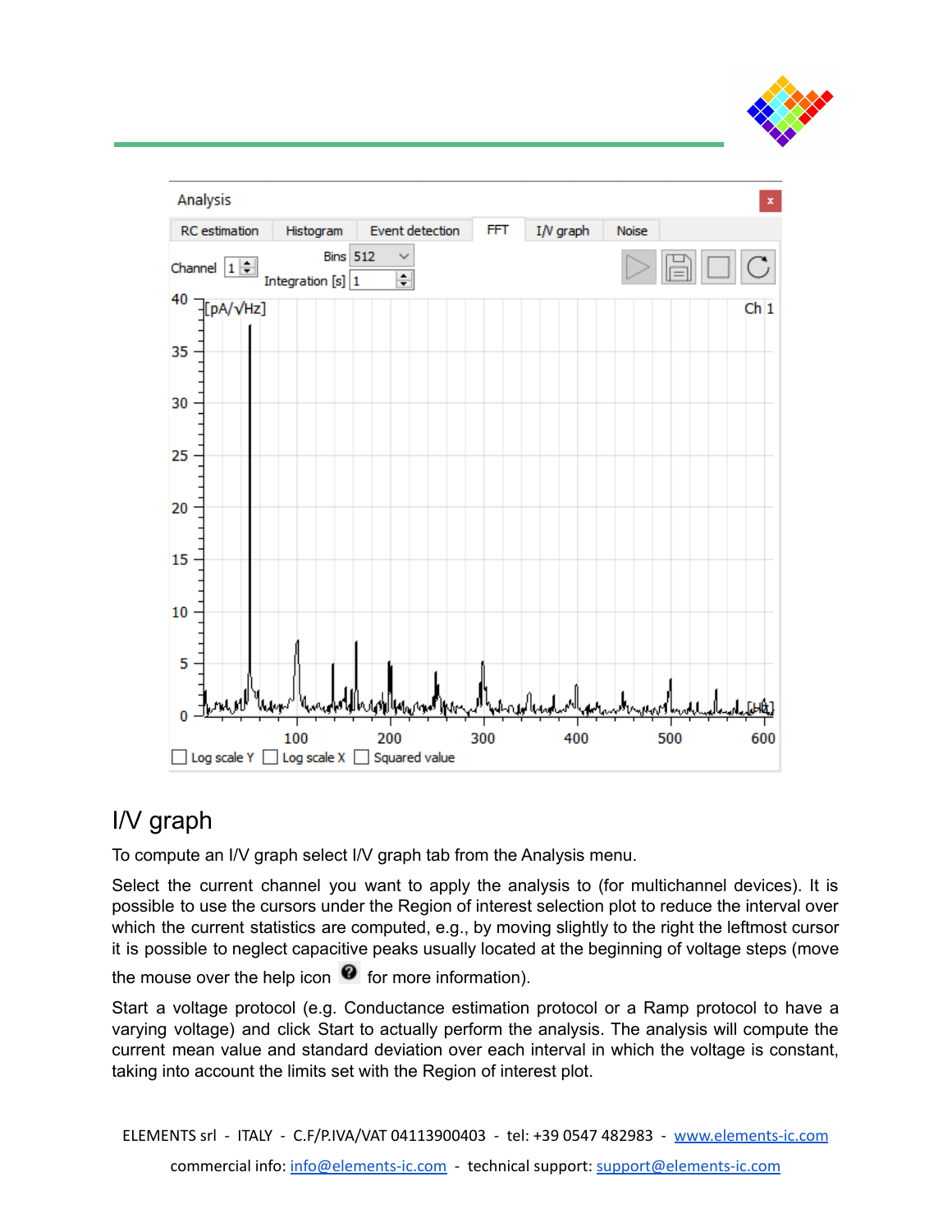## I/V graph

To compute an I/V graph select I/V graph tab from the Analysis menu.

Select the current channel you want to apply the analysis to (for multichannel devices). It is possible to use the cursors under the Region of interest selection plot to reduce the interval over which the current statistics are computed, e.g., by moving slightly to the right the leftmost cursor it is possible to neglect capacitive peaks usually located at the beginning of voltage steps (move the mouse over the help icon ❓ for more information).

Start a voltage protocol (e.g. Conductance estimation protocol or a Ramp protocol to have a varying voltage) and click Start to actually perform the analysis. The analysis will compute the current mean value and standard deviation over each interval in which the voltage is constant, taking into account the limits set with the Region of interest plot.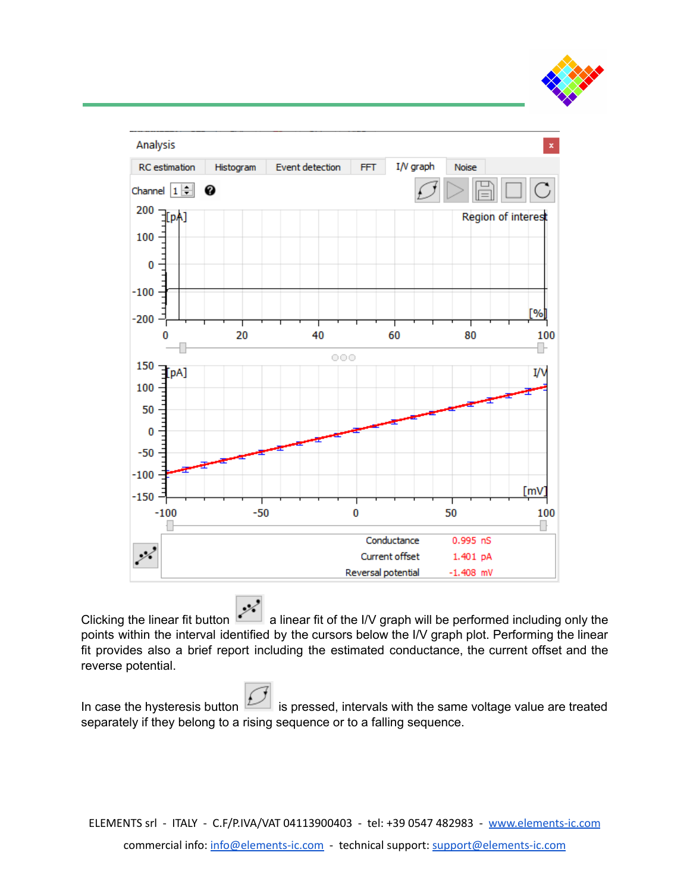Clicking the linear fit button a linear fit of the I/V graph will be performed including only the points within the interval identified by the cursors below the I/V graph plot. Performing the linear fit provides also a brief report including the estimated conductance, the current offset and the reverse potential.

In case the hysteresis button is pressed, intervals with the same voltage value are treated separately if they belong to a rising sequence or to a falling sequence.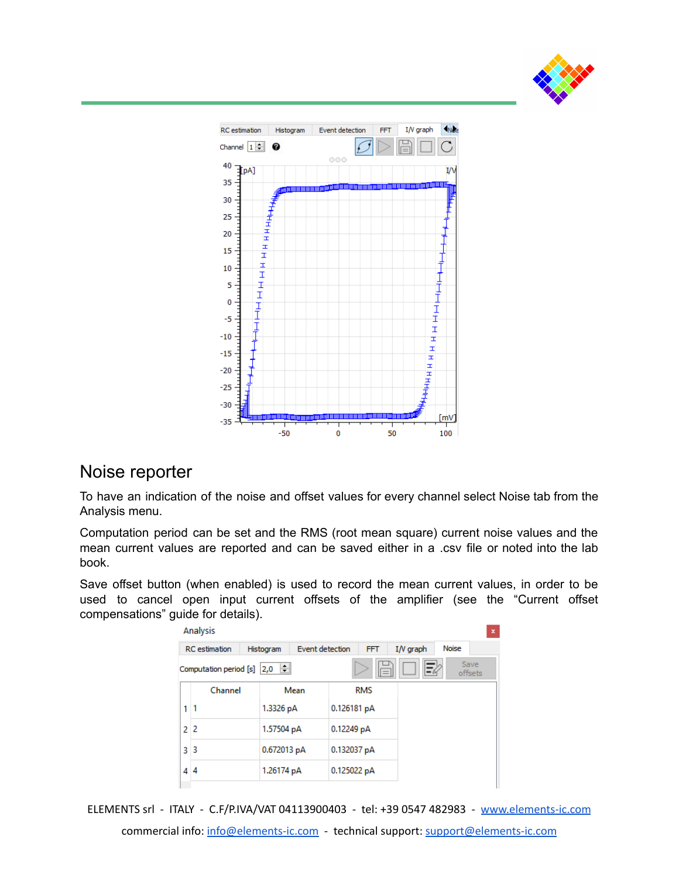RC estimation Histogram Event detection FFT I/V graph

Channel 1

40 [pA]
35
30
25
20
15
10
5
0
-5
-10
-15
-20
-25
-30
-35

I/V

[mV]

-50 0 50 100

## Noise reporter

To have an indication of the noise and offset values for every channel select Noise tab from the Analysis menu.

Computation period can be set and the RMS (root mean square) current noise values and the mean current values are reported and can be saved either in a .csv file or noted into the lab book.

Save offset button (when enabled) is used to record the mean current values, in order to be used to cancel open input current offsets of the amplifier (see the “Current offset compensations” guide for details).

Analysis

RC estimation Histogram Event detection FFT I/V graph Noise

Computation period [s] 2,0

Save offsets

| | Channel | Mean | RMS |
|---|---|---|---|
| 1 | 1 | 1.3326 pA | 0.126181 pA |
| 2 | 2 | 1.57504 pA | 0.12249 pA |
| 3 | 3 | 0.672013 pA | 0.132037 pA |
| 4 | 4 | 1.26174 pA | 0.125022 pA |